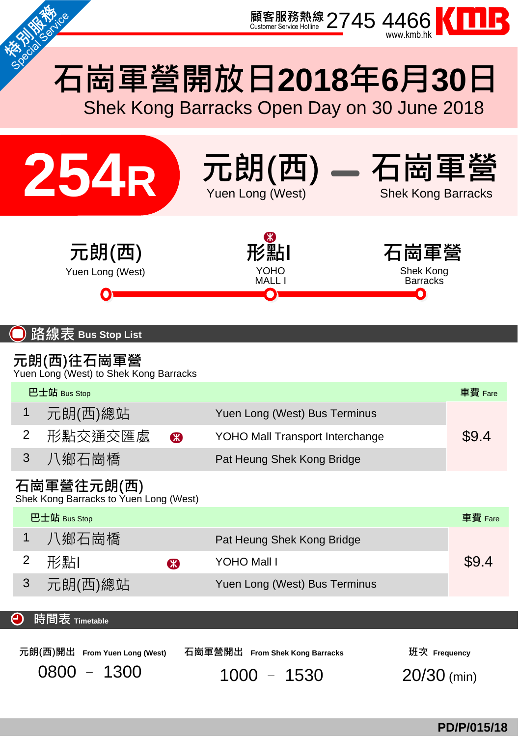特別服務 Special Service

顧客服務熱線 Customer Service Hotline 2745 4466 KMB www.kmb.hk

# 石崗軍營開放日2018年6月30日

## Shek Kong Barracks Open Day on 30 June 2018

# 254R 元朗(西) — 石崗軍營

Yuen Long (West) — Shek Kong Barracks

元朗(西) Yuen Long (West) — 形點I YOHO MALL I — 石崗軍營 Shek Kong Barracks

## 路線表 Bus Stop List

### 元朗(西)往石崗軍營
Yuen Long (West) to Shek Kong Barracks

| | 巴士站 Bus Stop | | 車費 Fare |
|---|---|---|---|
| 1 | 元朗(西)總站 | Yuen Long (West) Bus Terminus | $9.4 |
| 2 | 形點交通交匯處 | YOHO Mall Transport Interchange | |
| 3 | 八鄉石崗橋 | Pat Heung Shek Kong Bridge | |

### 石崗軍營往元朗(西)
Shek Kong Barracks to Yuen Long (West)

| | 巴士站 Bus Stop | | 車費 Fare |
|---|---|---|---|
| 1 | 八鄉石崗橋 | Pat Heung Shek Kong Bridge | $9.4 |
| 2 | 形點I | YOHO Mall I | |
| 3 | 元朗(西)總站 | Yuen Long (West) Bus Terminus | |

## 時間表 Timetable

| 元朗(西)開出 From Yuen Long (West) | 石崗軍營開出 From Shek Kong Barracks | 班次 Frequency |
|---|---|---|
| 0800 – 1300 | 1000 – 1530 | 20/30 (min) |

PD/P/015/18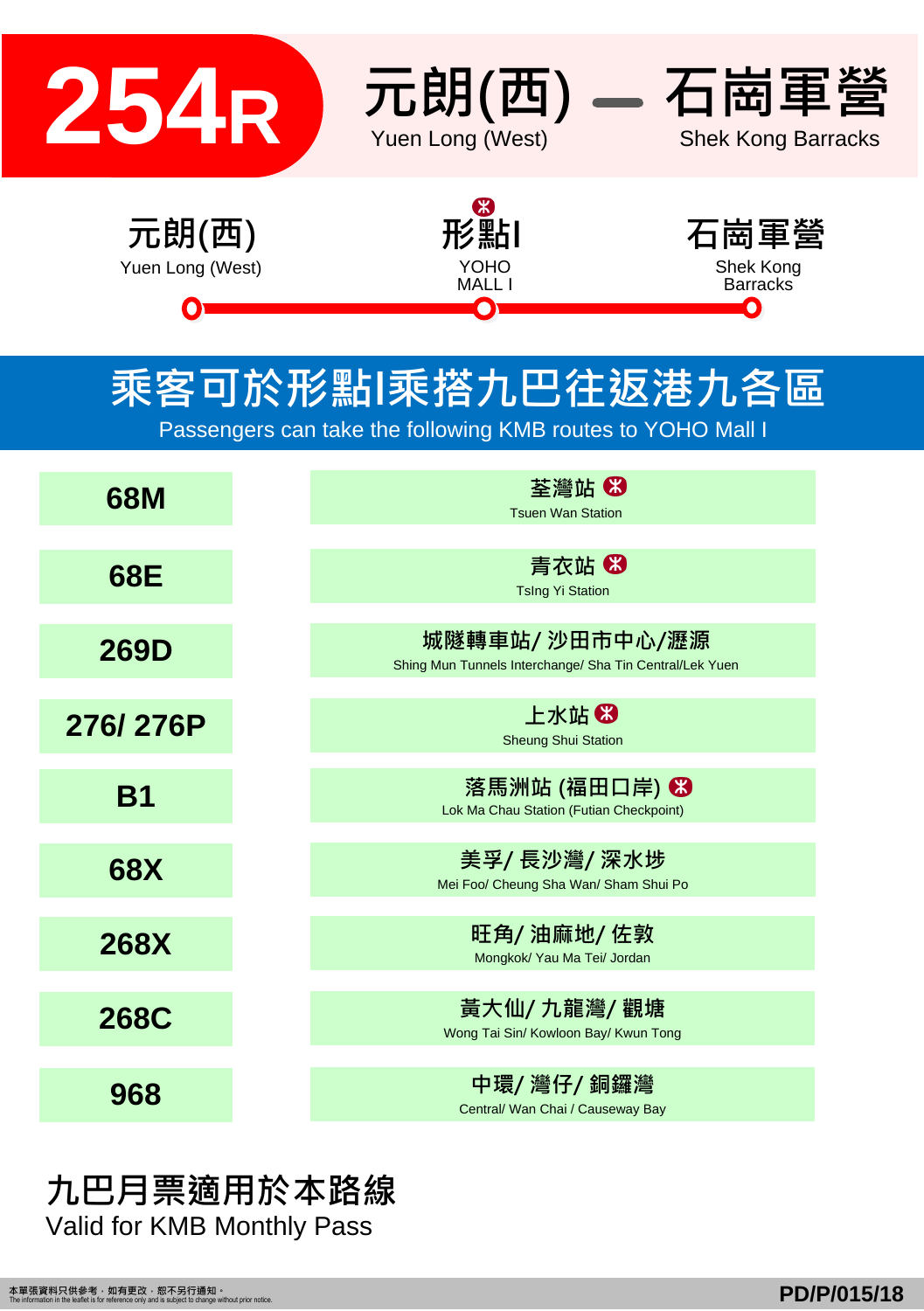# 254R 元朗(西) — 石崗軍營

Yuen Long (West) — Shek Kong Barracks

元朗(西)
Yuen Long (West)

形點I
YOHO MALL I

石崗軍營
Shek Kong Barracks

## 乘客可於形點I乘搭九巴往返港九各區

Passengers can take the following KMB routes to YOHO Mall I

| | |
|---|---|
| **68M** | 荃灣站<br>Tsuen Wan Station |
| **68E** | 青衣站<br>TsIng Yi Station |
| **269D** | 城隧轉車站/ 沙田市中心/瀝源<br>Shing Mun Tunnels Interchange/ Sha Tin Central/Lek Yuen |
| **276/ 276P** | 上水站<br>Sheung Shui Station |
| **B1** | 落馬洲站 (福田口岸)<br>Lok Ma Chau Station (Futian Checkpoint) |
| **68X** | 美孚/ 長沙灣/ 深水埗<br>Mei Foo/ Cheung Sha Wan/ Sham Shui Po |
| **268X** | 旺角/ 油麻地/ 佐敦<br>Mongkok/ Yau Ma Tei/ Jordan |
| **268C** | 黃大仙/ 九龍灣/ 觀塘<br>Wong Tai Sin/ Kowloon Bay/ Kwun Tong |
| **968** | 中環/ 灣仔/ 銅鑼灣<br>Central/ Wan Chai / Causeway Bay |

## 九巴月票適用於本路線

Valid for KMB Monthly Pass

本單張資料只供參考，如有更改，恕不另行通知。
The information in the leaflet is for reference only and is subject to change without prior notice.

PD/P/015/18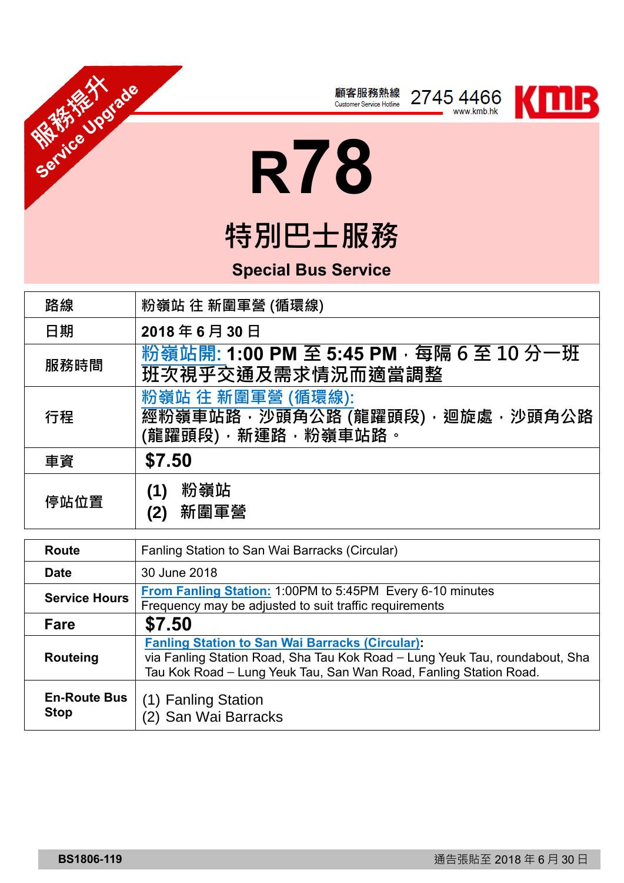服務提升 Service Upgrade

顧客服務熱線 Customer Service Hotline 2745 4466 www.kmb.hk

KMB

# R78

## 特別巴士服務

## Special Bus Service

| | |
|---|---|
| 路線 | 粉嶺站 往 新圍軍營 (循環線) |
| 日期 | 2018 年 6 月 30 日 |
| 服務時間 | 粉嶺站開: **1:00 PM 至 5:45 PM**，每隔 6 至 10 分一班<br>班次視乎交通及需求情況而適當調整 |
| 行程 | 粉嶺站 往 新圍軍營 (循環線):<br>經粉嶺車站路，沙頭角公路 (龍躍頭段)，迴旋處，沙頭角公路 (龍躍頭段)，新運路，粉嶺車站路。 |
| 車資 | **$7.50** |
| 停站位置 | (1) 粉嶺站<br>(2) 新圍軍營 |

| | |
|---|---|
| **Route** | Fanling Station to San Wai Barracks (Circular) |
| **Date** | 30 June 2018 |
| **Service Hours** | From Fanling Station: 1:00PM to 5:45PM Every 6-10 minutes<br>Frequency may be adjusted to suit traffic requirements |
| **Fare** | **$7.50** |
| **Routeing** | **Fanling Station to San Wai Barracks (Circular):**<br>via Fanling Station Road, Sha Tau Kok Road – Lung Yeuk Tau, roundabout, Sha Tau Kok Road – Lung Yeuk Tau, San Wan Road, Fanling Station Road. |
| **En-Route Bus Stop** | (1) Fanling Station<br>(2) San Wai Barracks |

**BS1806-119** 通告張貼至 2018 年 6 月 30 日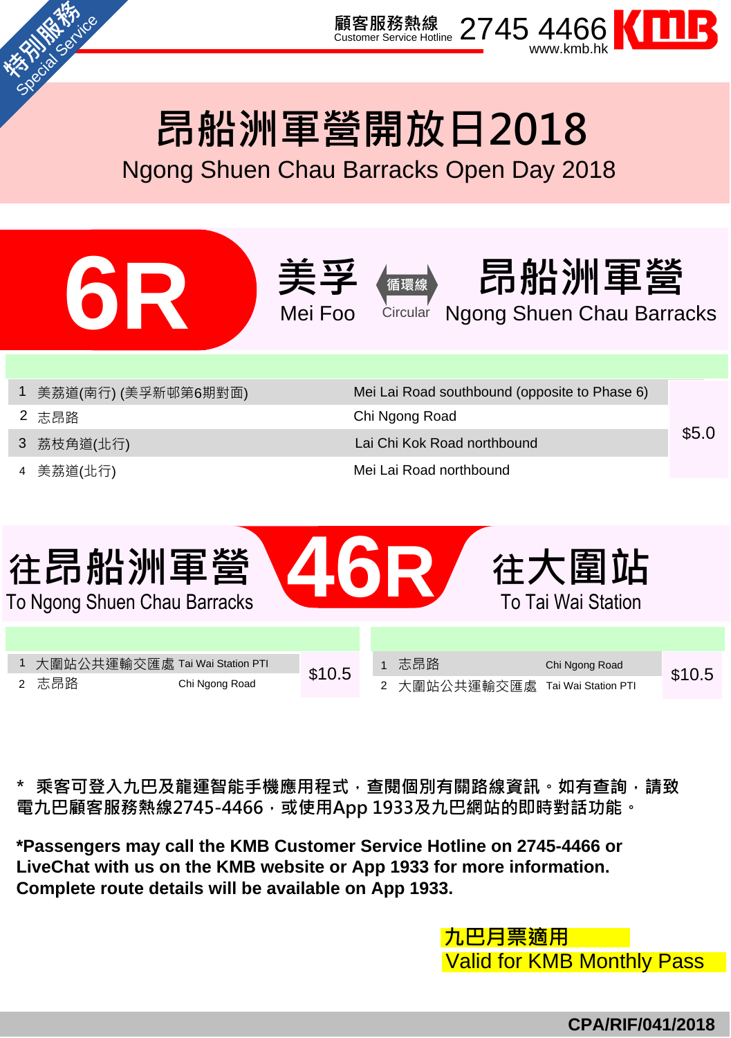特別服務 Special Service

顧客服務熱線 Customer Service Hotline 2745 4466 www.kmb.hk KMB

# 昂船洲軍營開放日2018
## Ngong Shuen Chau Barracks Open Day 2018

## 6R 美孚 Mei Foo ⇄ 循環線 Circular ⇄ 昂船洲軍營 Ngong Shuen Chau Barracks

| | | | |
|---|---|---|---|
| 1 | 美荔道(南行) (美孚新邨第6期對面) | Mei Lai Road southbound (opposite to Phase 6) | $5.0 |
| 2 | 志昂路 | Chi Ngong Road | |
| 3 | 荔枝角道(北行) | Lai Chi Kok Road northbound | |
| 4 | 美荔道(北行) | Mei Lai Road northbound | |

## 46R

### 往昂船洲軍營 To Ngong Shuen Chau Barracks

| | | | |
|---|---|---|---|
| 1 | 大圍站公共運輸交匯處 | Tai Wai Station PTI | $10.5 |
| 2 | 志昂路 | Chi Ngong Road | |

### 往大圍站 To Tai Wai Station

| | | | |
|---|---|---|---|
| 1 | 志昂路 | Chi Ngong Road | $10.5 |
| 2 | 大圍站公共運輸交匯處 | Tai Wai Station PTI | |

**\* 乘客可登入九巴及龍運智能手機應用程式，查閱個別有關路線資訊。如有查詢，請致電九巴顧客服務熱線2745-4466，或使用App 1933及九巴網站的即時對話功能。**

**\*Passengers may call the KMB Customer Service Hotline on 2745-4466 or LiveChat with us on the KMB website or App 1933 for more information. Complete route details will be available on App 1933.**

九巴月票適用
Valid for KMB Monthly Pass

CPA/RIF/041/2018